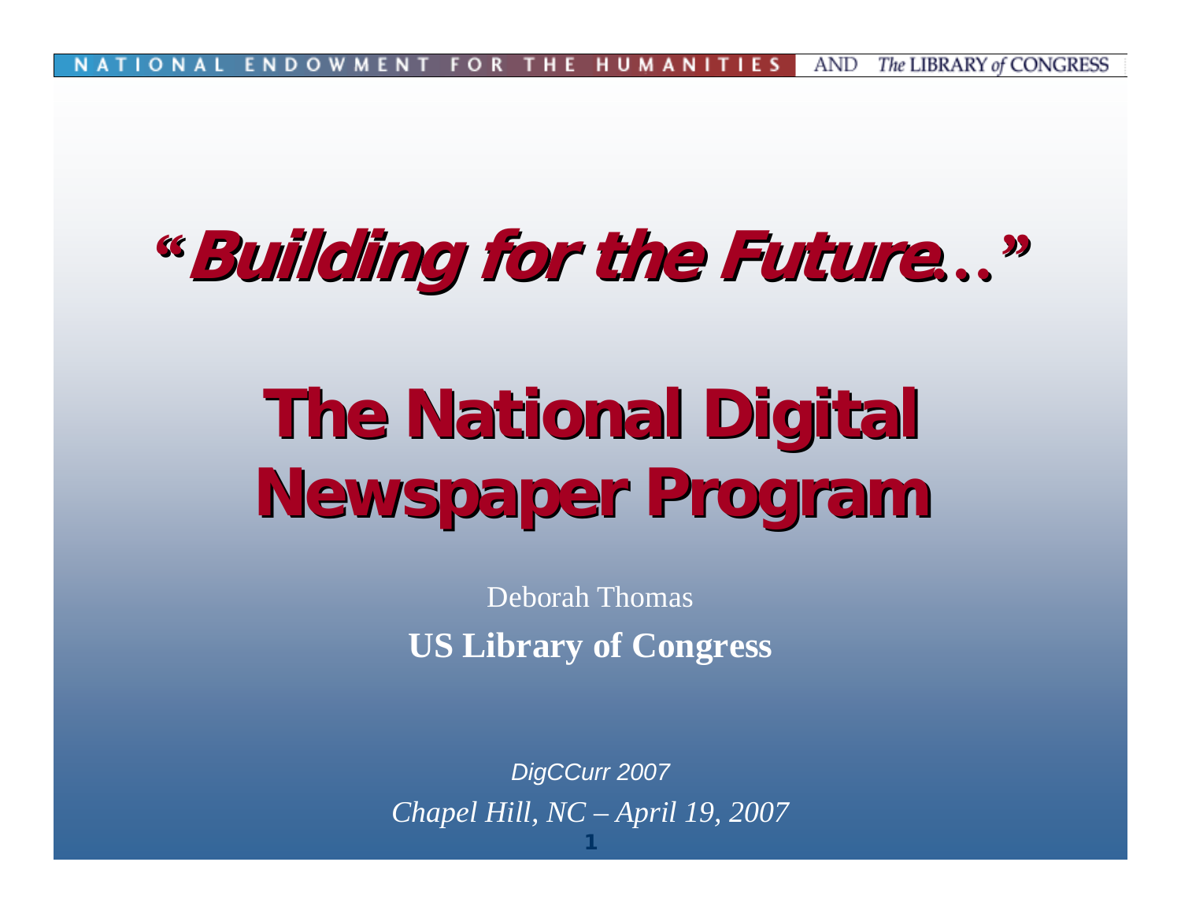NATIONAL ENDOWMENT FOR THE HUMANITIES AND The LIBRARY of CONGRESS

# "Building for the Future…"

# The National Digital Newspaper Program

Deborah Thomas

**US Library of Congress**

*DigCCurr 2007*

*Chapel Hill, NC – April 19, 2007*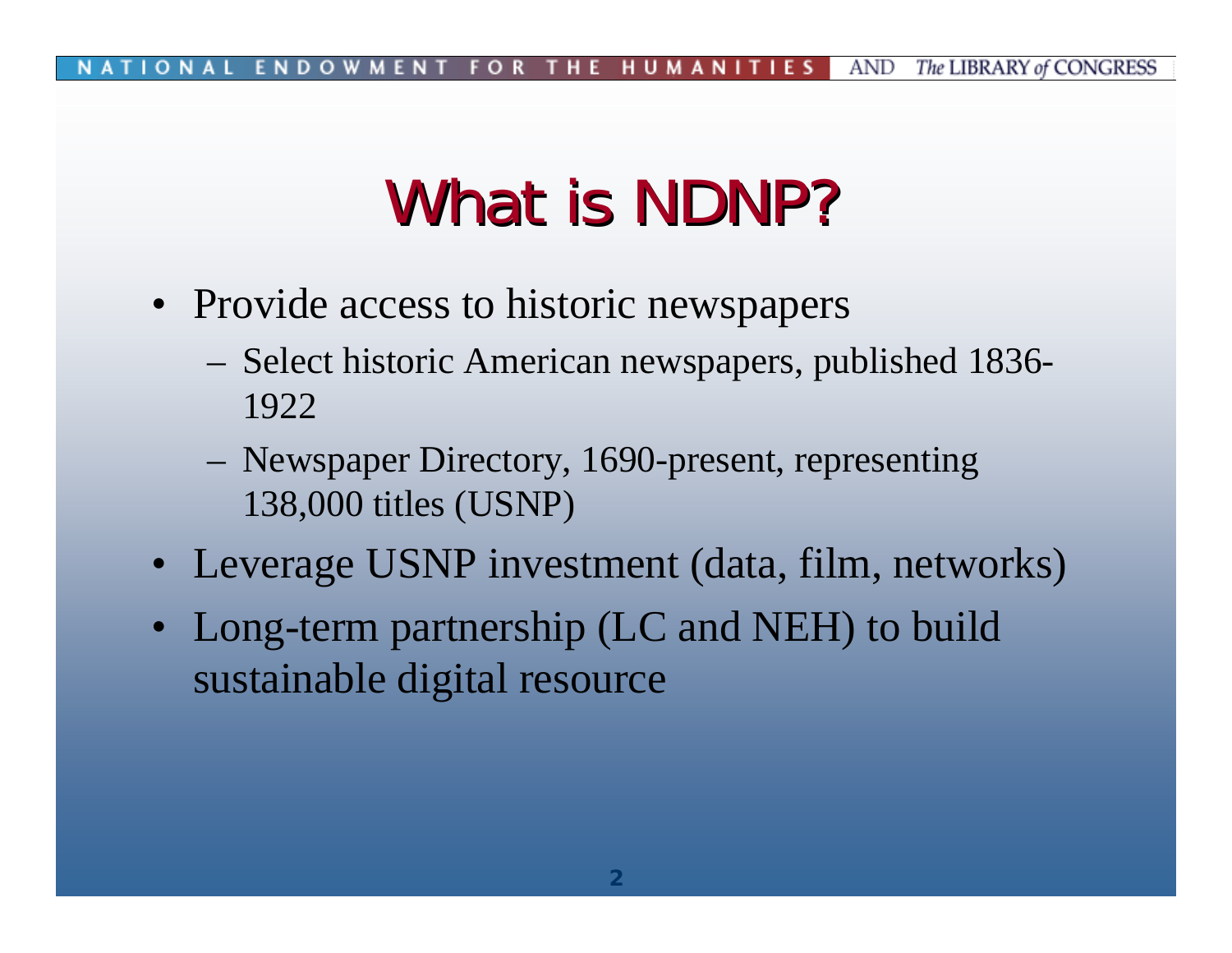# What is NDNP?

- Provide access to historic newspapers
  - Select historic American newspapers, published 1836-1922
  - Newspaper Directory, 1690-present, representing 138,000 titles (USNP)
- Leverage USNP investment (data, film, networks)
- Long-term partnership (LC and NEH) to build sustainable digital resource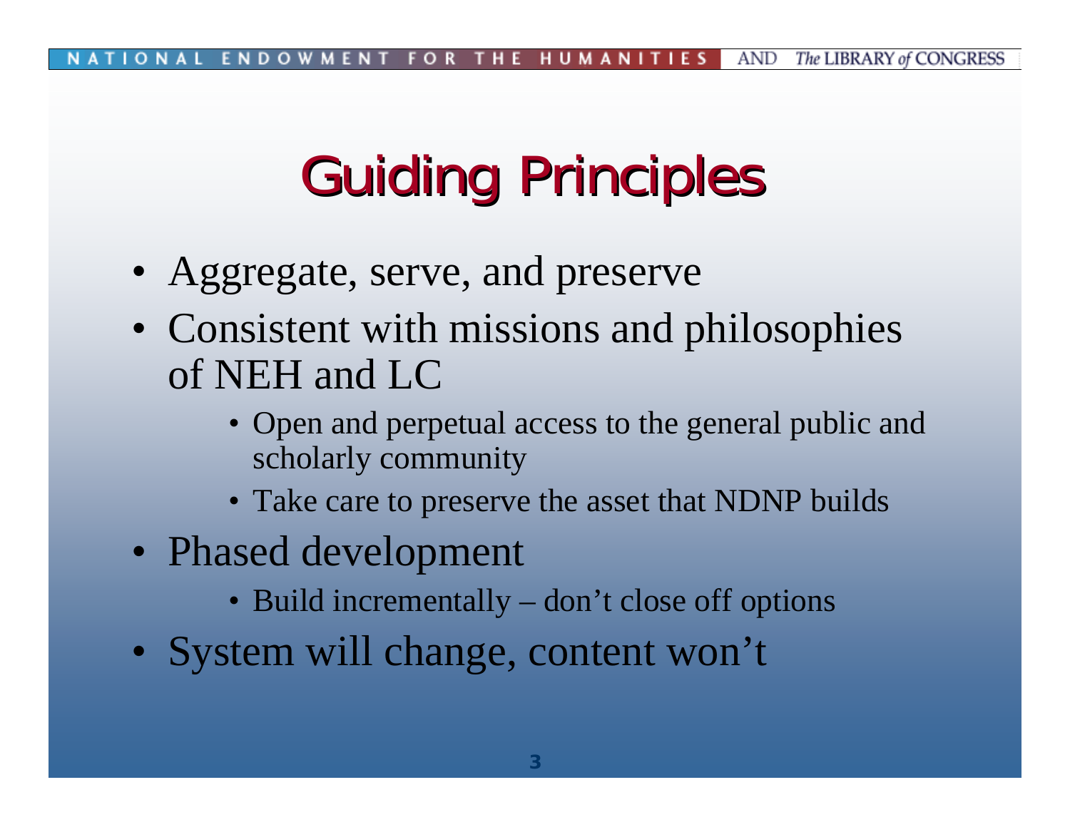# Guiding Principles

- Aggregate, serve, and preserve
- Consistent with missions and philosophies of NEH and LC
    - Open and perpetual access to the general public and scholarly community
    - Take care to preserve the asset that NDNP builds
- Phased development
    - Build incrementally – don't close off options
- System will change, content won't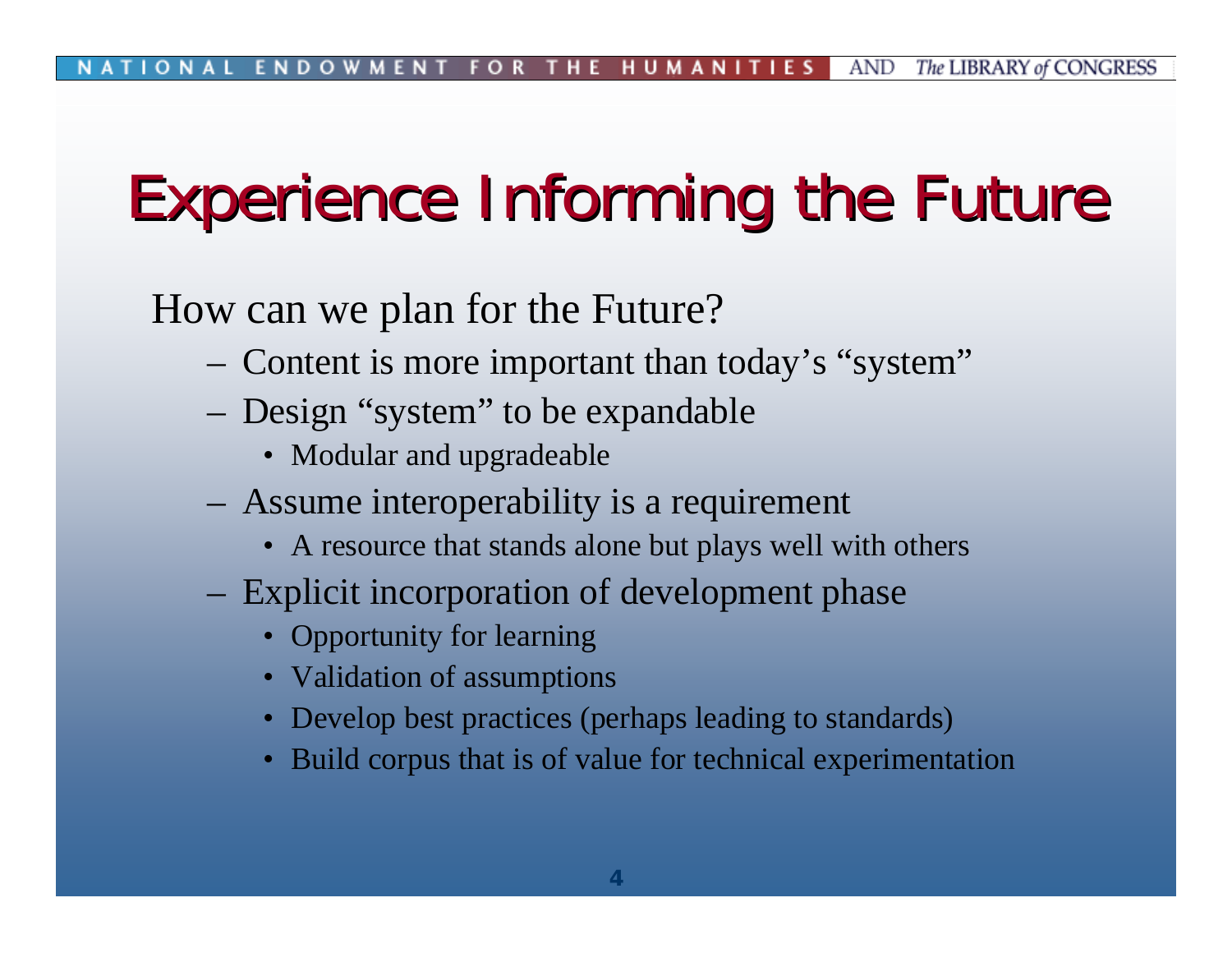# Experience Informing the Future

How can we plan for the Future?

- Content is more important than today's "system"
- Design "system" to be expandable
  - Modular and upgradeable
- Assume interoperability is a requirement
  - A resource that stands alone but plays well with others
- Explicit incorporation of development phase
  - Opportunity for learning
  - Validation of assumptions
  - Develop best practices (perhaps leading to standards)
  - Build corpus that is of value for technical experimentation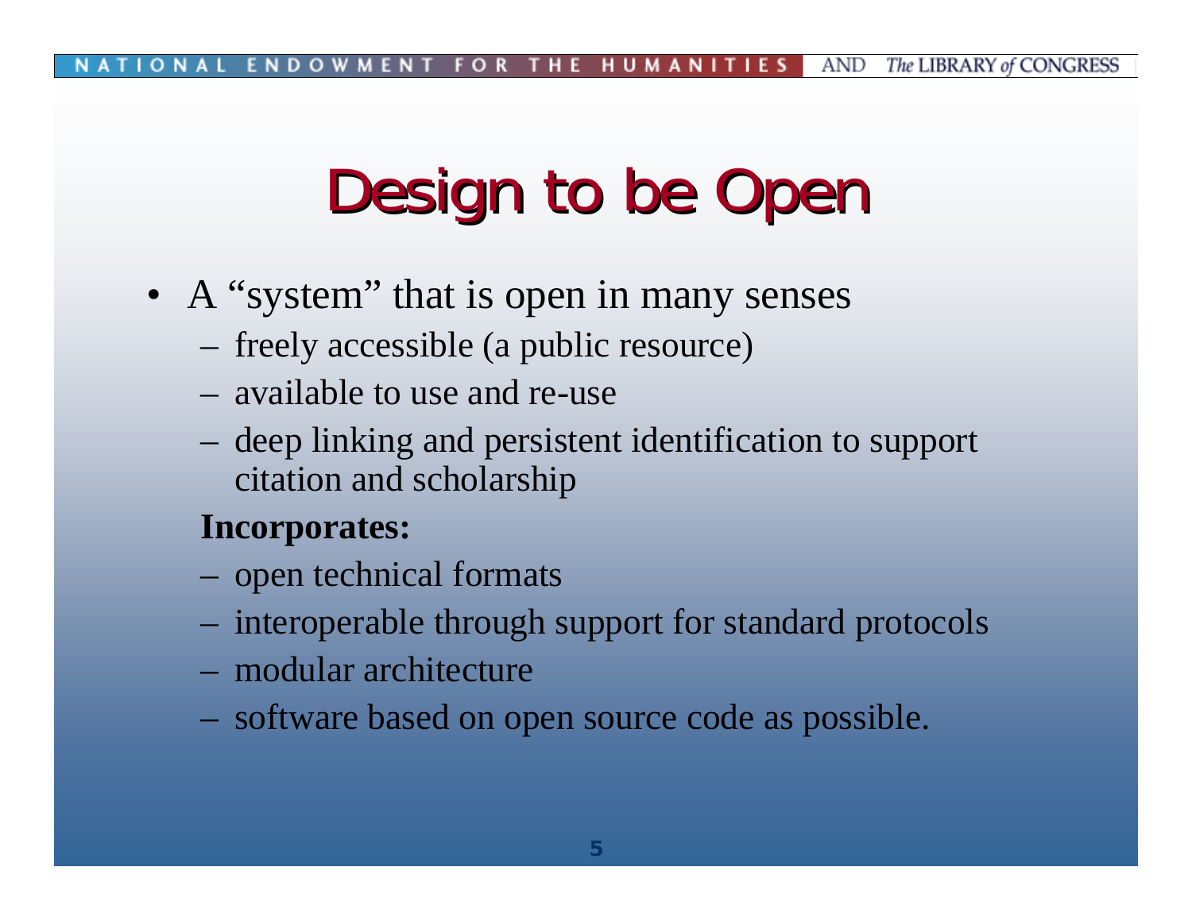# Design to be Open

- A "system" that is open in many senses
  - freely accessible (a public resource)
  - available to use and re-use
  - deep linking and persistent identification to support citation and scholarship

  **Incorporates:**
  - open technical formats
  - interoperable through support for standard protocols
  - modular architecture
  - software based on open source code as possible.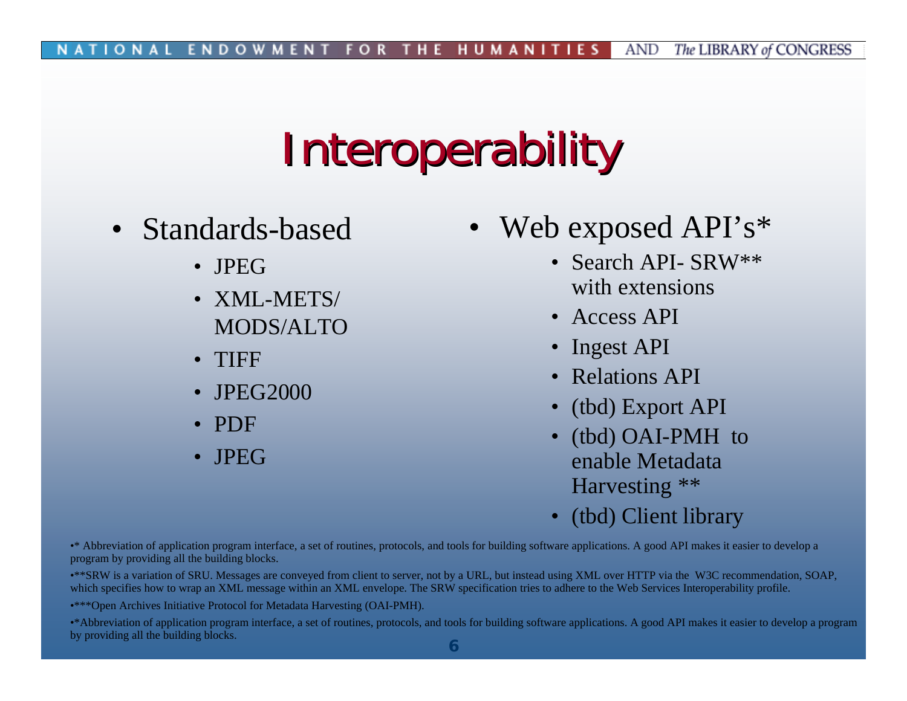# Interoperability

- Standard-based
  - JPEG
  - XML-METS/ MODS/ALTO
  - TIFF
  - JPEG2000
  - PDF
  - JPEG

- Web exposed API's*
  - Search API- SRW** with extensions
  - Access API
  - Ingest API
  - Relations API
  - (tbd) Export API
  - (tbd) OAI-PMH to enable Metadata Harvesting **
  - (tbd) Client library

•* Abbreviation of application program interface, a set of routines, protocols, and tools for building software applications. A good API makes it easier to develop a program by providing all the building blocks.

•**SRW is a variation of SRU. Messages are conveyed from client to server, not by a URL, but instead using XML over HTTP via the W3C recommendation, SOAP, which specifies how to wrap an XML message within an XML envelope. The SRW specification tries to adhere to the Web Services Interoperability profile.

•***Open Archives Initiative Protocol for Metadata Harvesting (OAI-PMH).

•*Abbreviation of application program interface, a set of routines, protocols, and tools for building software applications. A good API makes it easier to develop a program by providing all the building blocks.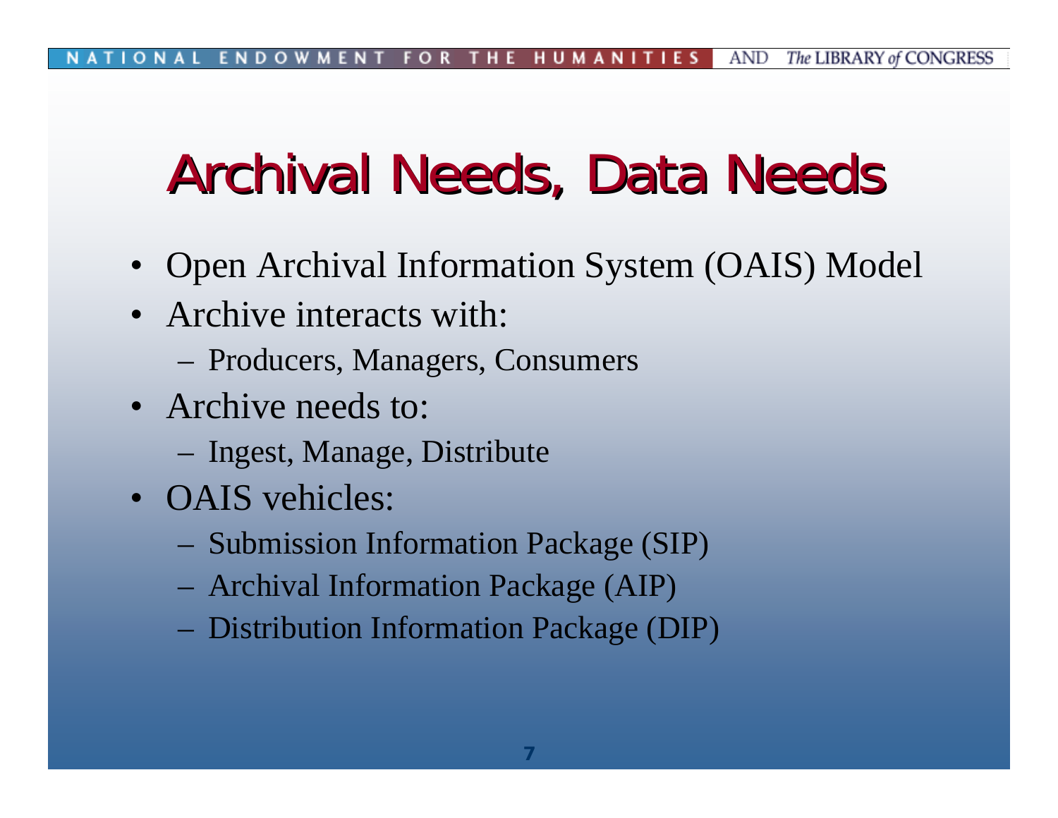# Archival Needs, Data Needs

- Open Archival Information System (OAIS) Model
- Archive interacts with:
  - Producers, Managers, Consumers
- Archive needs to:
  - Ingest, Manage, Distribute
- OAIS vehicles:
  - Submission Information Package (SIP)
  - Archival Information Package (AIP)
  - Distribution Information Package (DIP)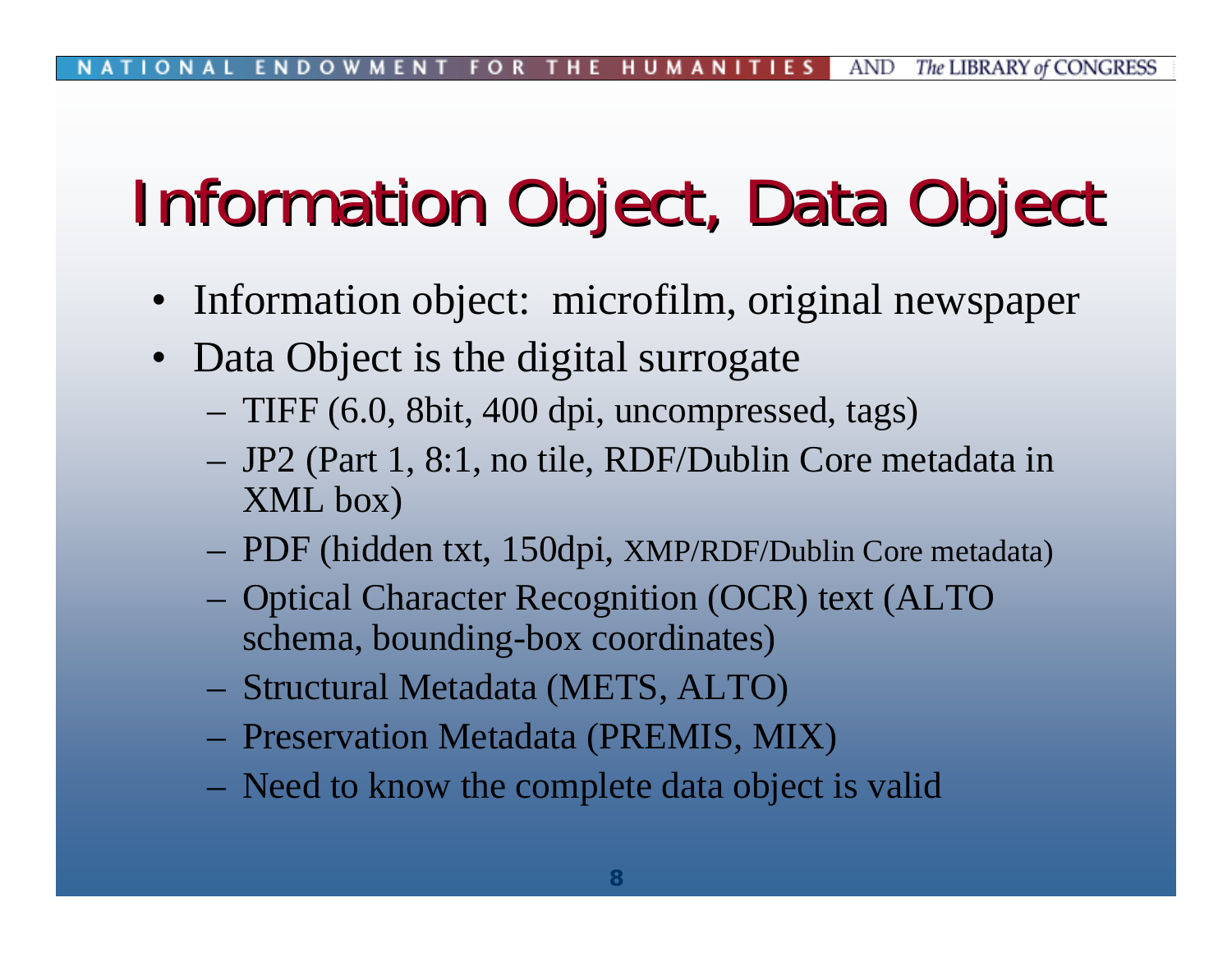# Information Object, Data Object

- Information object: microfilm, original newspaper
- Data Object is the digital surrogate
  - TIFF (6.0, 8bit, 400 dpi, uncompressed, tags)
  - JP2 (Part 1, 8:1, no tile, RDF/Dublin Core metadata in XML box)
  - PDF (hidden txt, 150dpi, XMP/RDF/Dublin Core metadata)
  - Optical Character Recognition (OCR) text (ALTO schema, bounding-box coordinates)
  - Structural Metadata (METS, ALTO)
  - Preservation Metadata (PREMIS, MIX)
  - Need to know the complete data object is valid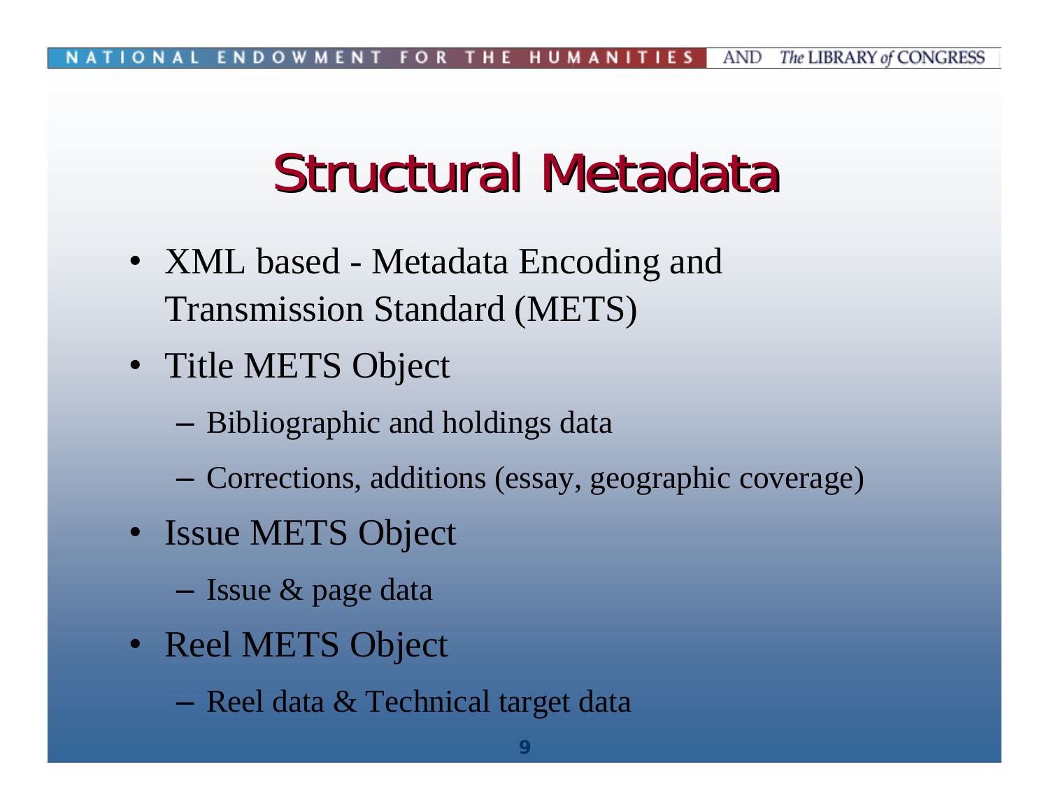# Structural Metadata

- XML based - Metadata Encoding and Transmission Standard (METS)
- Title METS Object
  - Bibliographic and holdings data
  - Corrections, additions (essay, geographic coverage)
- Issue METS Object
  - Issue & page data
- Reel METS Object
  - Reel data & Technical target data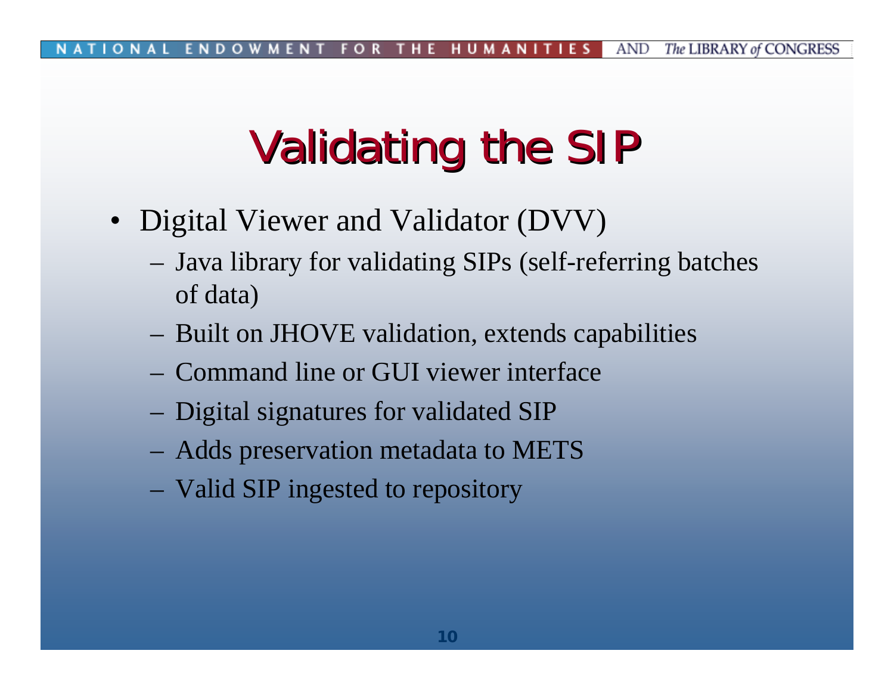# Validating the SIP

- Digital Viewer and Validator (DVV)
  - Java library for validating SIPs (self-referring batches of data)
  - Built on JHOVE validation, extends capabilities
  - Command line or GUI viewer interface
  - Digital signatures for validated SIP
  - Adds preservation metadata to METS
  - Valid SIP ingested to repository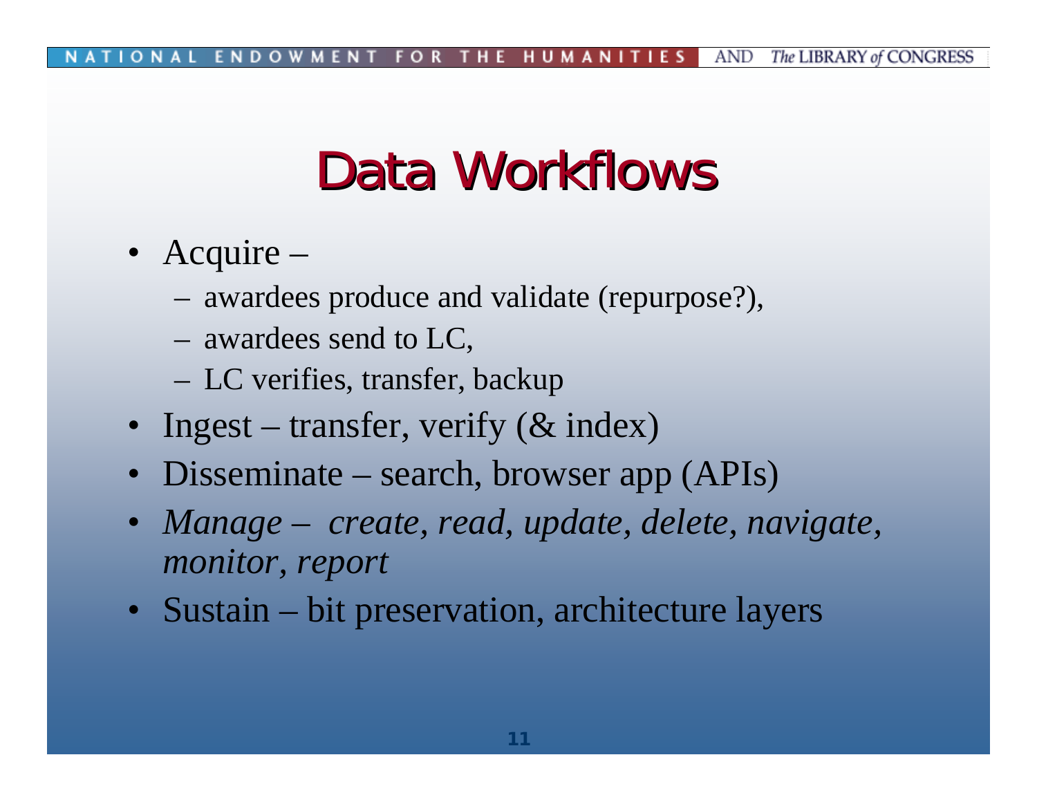# Data Workflows

- Acquire –
  - awardees produce and validate (repurpose?),
  - awardees send to LC,
  - LC verifies, transfer, backup
- Ingest – transfer, verify (& index)
- Disseminate – search, browser app (APIs)
- *Manage – create, read, update, delete, navigate, monitor, report*
- Sustain – bit preservation, architecture layers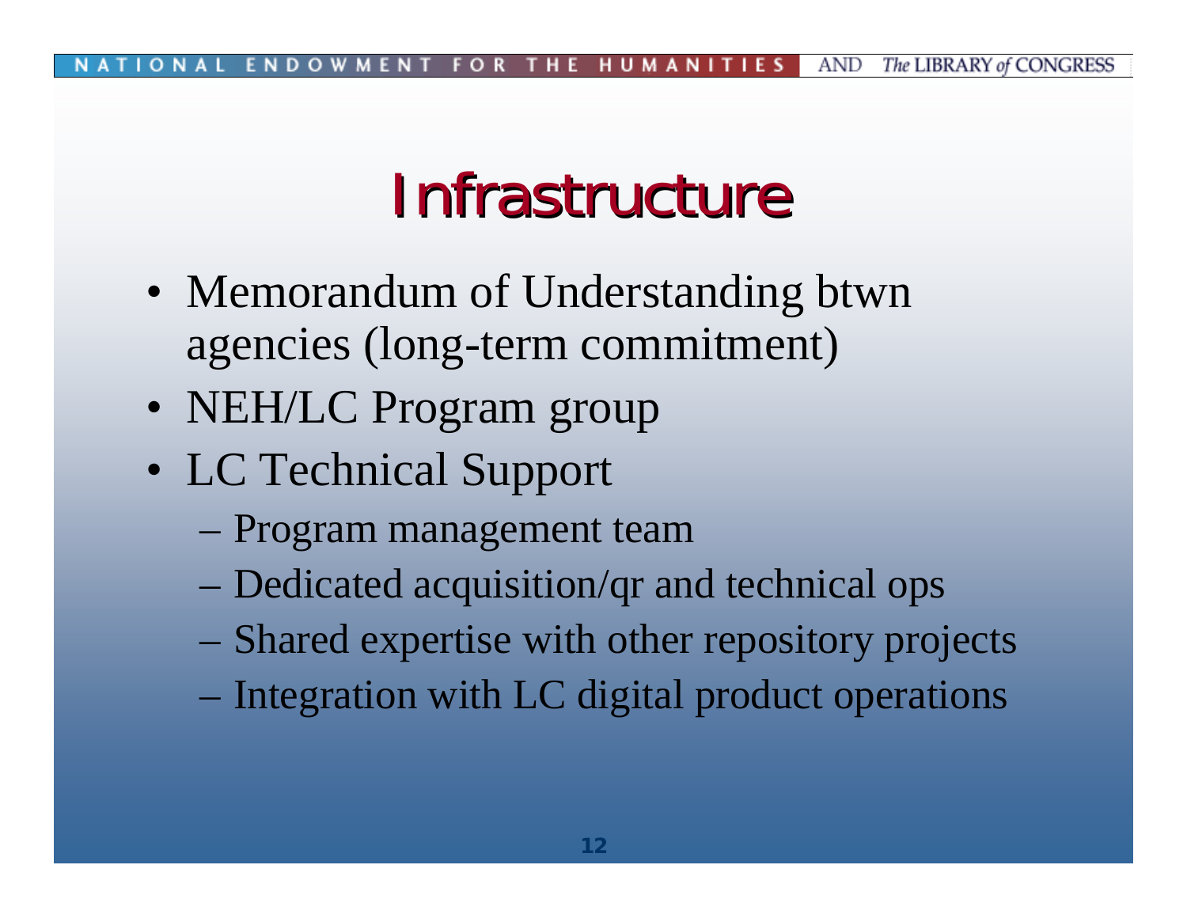# Infrastructure

- Memorandum of Understanding btwn agencies (long-term commitment)
- NEH/LC Program group
- LC Technical Support
  - Program management team
  - Dedicated acquisition/qr and technical ops
  - Shared expertise with other repository projects
  - Integration with LC digital product operations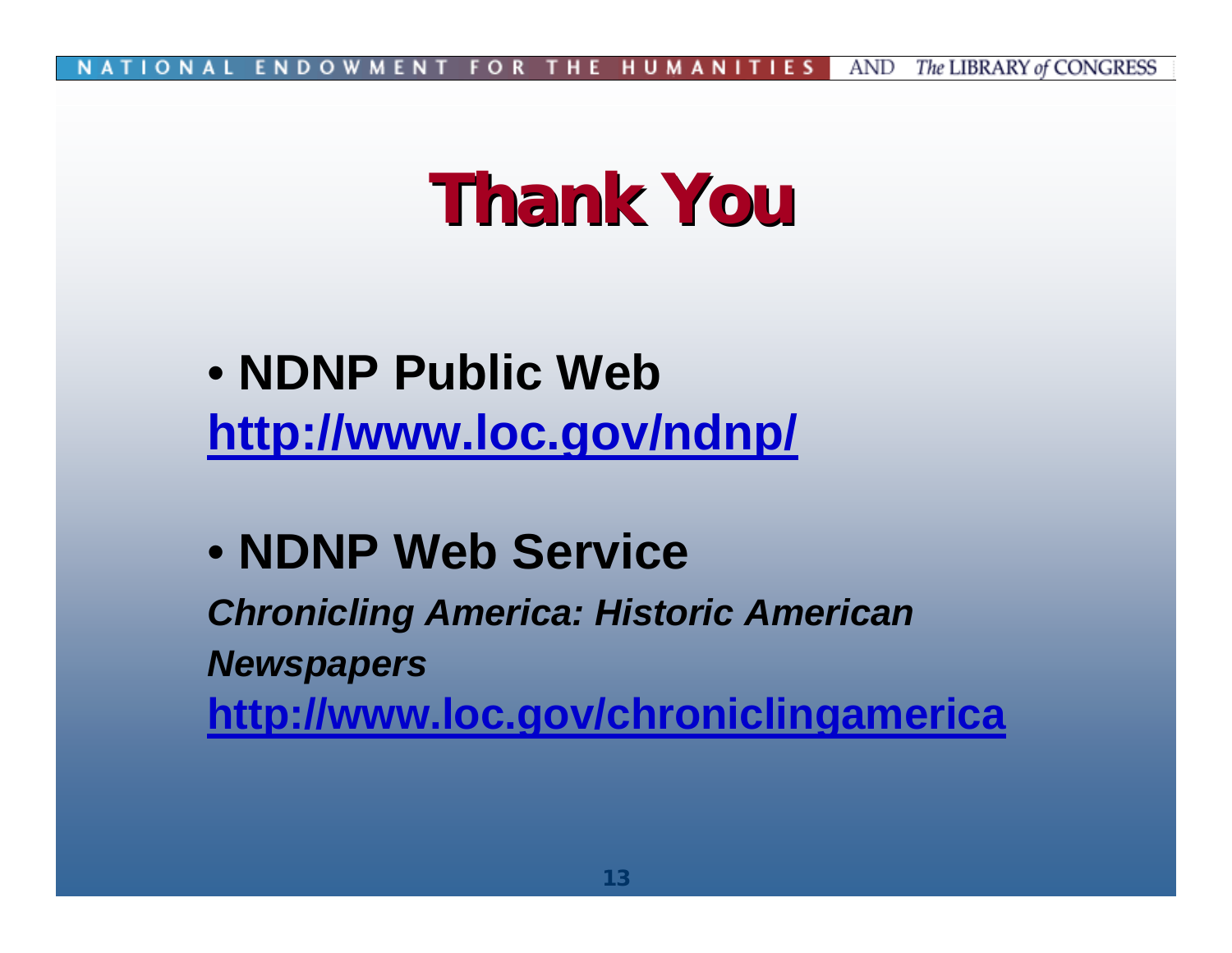# Thank You

- **NDNP Public Web**
  **[http://www.loc.gov/ndnp/](http://www.loc.gov/ndnp/)**

- **NDNP Web Service**
  ***Chronicling America: Historic American Newspapers***
  **[http://www.loc.gov/chroniclingamerica](http://www.loc.gov/chroniclingamerica)**